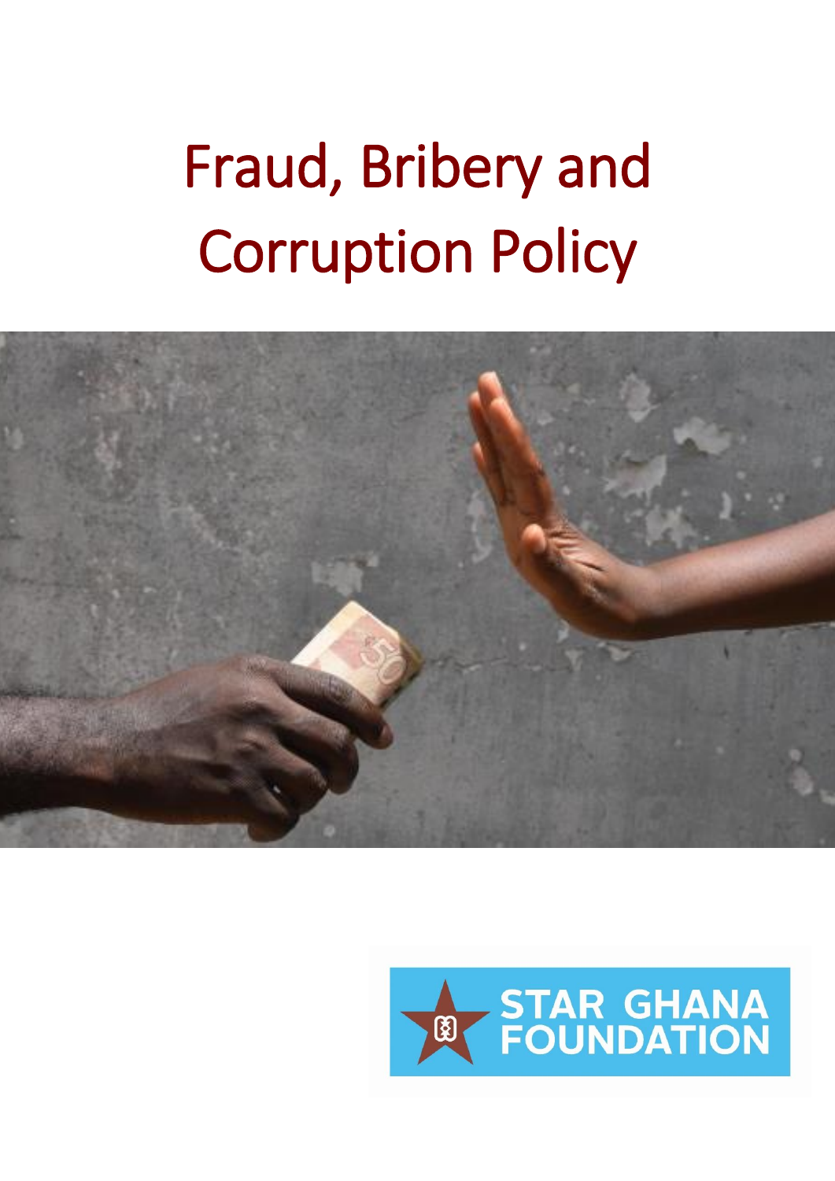# Fraud, Bribery and Corruption Policy

STAR GHANA FOUNDATION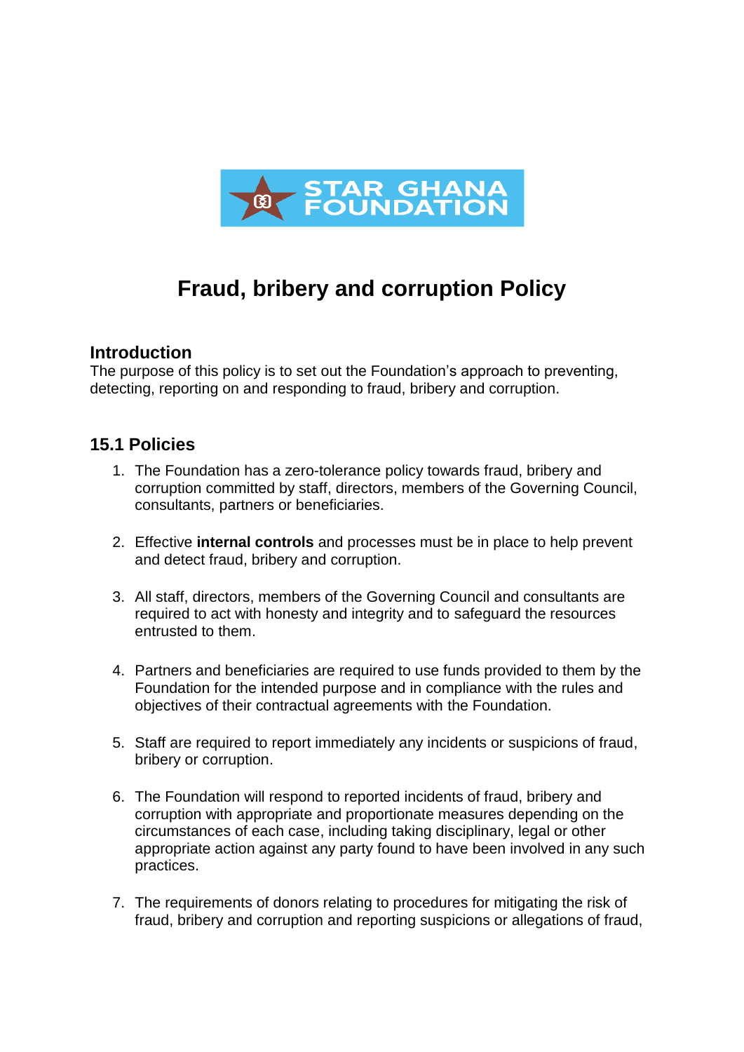# Fraud, bribery and corruption Policy

## Introduction

The purpose of this policy is to set out the Foundation's approach to preventing, detecting, reporting on and responding to fraud, bribery and corruption.

## 15.1 Policies

1. The Foundation has a zero-tolerance policy towards fraud, bribery and corruption committed by staff, directors, members of the Governing Council, consultants, partners or beneficiaries.

2. Effective **internal controls** and processes must be in place to help prevent and detect fraud, bribery and corruption.

3. All staff, directors, members of the Governing Council and consultants are required to act with honesty and integrity and to safeguard the resources entrusted to them.

4. Partners and beneficiaries are required to use funds provided to them by the Foundation for the intended purpose and in compliance with the rules and objectives of their contractual agreements with the Foundation.

5. Staff are required to report immediately any incidents or suspicions of fraud, bribery or corruption.

6. The Foundation will respond to reported incidents of fraud, bribery and corruption with appropriate and proportionate measures depending on the circumstances of each case, including taking disciplinary, legal or other appropriate action against any party found to have been involved in any such practices.

7. The requirements of donors relating to procedures for mitigating the risk of fraud, bribery and corruption and reporting suspicions or allegations of fraud,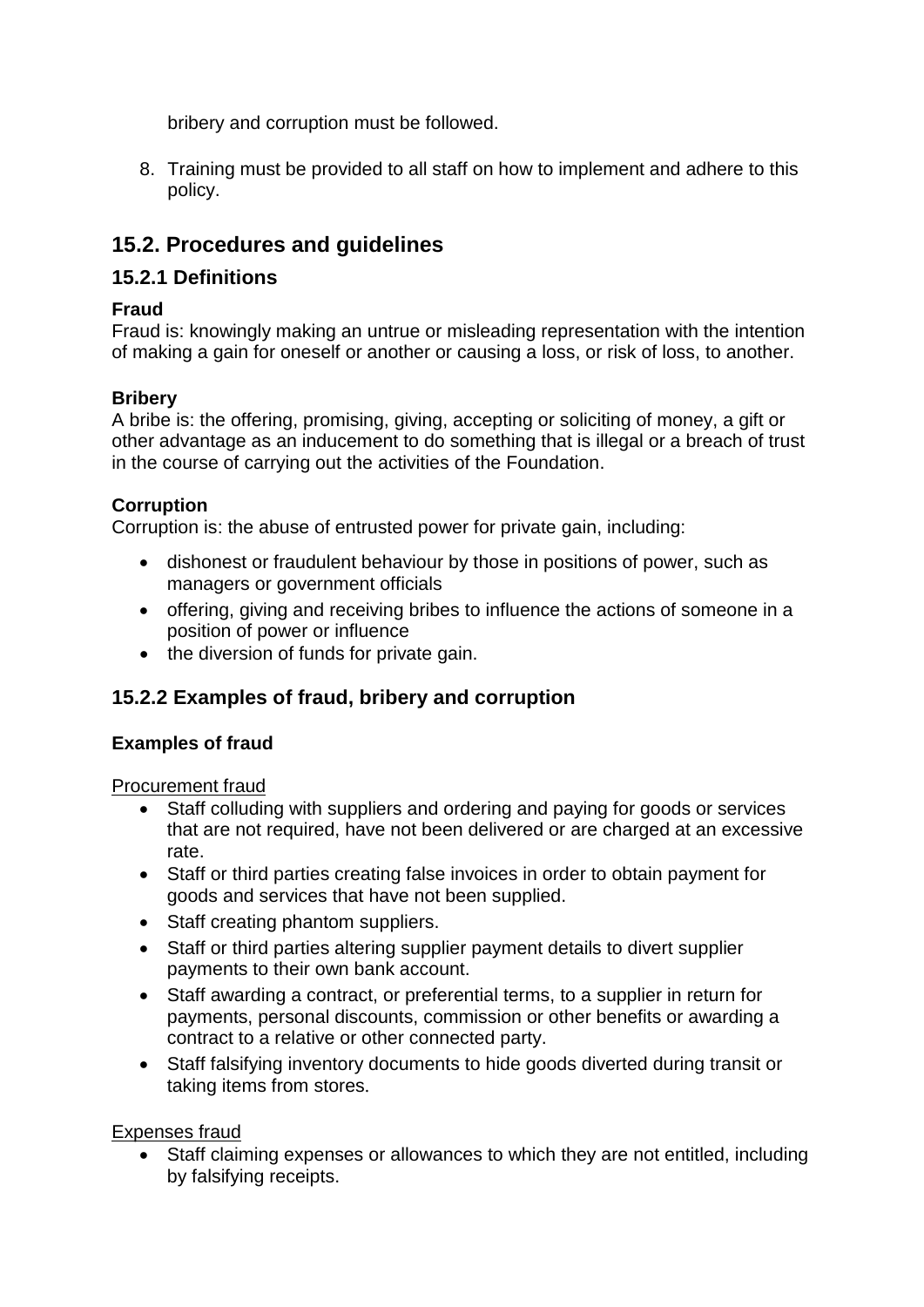bribery and corruption must be followed.

8. Training must be provided to all staff on how to implement and adhere to this policy.

## 15.2. Procedures and guidelines

### 15.2.1 Definitions

**Fraud**
Fraud is: knowingly making an untrue or misleading representation with the intention of making a gain for oneself or another or causing a loss, or risk of loss, to another.

**Bribery**
A bribe is: the offering, promising, giving, accepting or soliciting of money, a gift or other advantage as an inducement to do something that is illegal or a breach of trust in the course of carrying out the activities of the Foundation.

**Corruption**
Corruption is: the abuse of entrusted power for private gain, including:

- dishonest or fraudulent behaviour by those in positions of power, such as managers or government officials
- offering, giving and receiving bribes to influence the actions of someone in a position of power or influence
- the diversion of funds for private gain.

### 15.2.2 Examples of fraud, bribery and corruption

**Examples of fraud**

Procurement fraud

- Staff colluding with suppliers and ordering and paying for goods or services that are not required, have not been delivered or are charged at an excessive rate.
- Staff or third parties creating false invoices in order to obtain payment for goods and services that have not been supplied.
- Staff creating phantom suppliers.
- Staff or third parties altering supplier payment details to divert supplier payments to their own bank account.
- Staff awarding a contract, or preferential terms, to a supplier in return for payments, personal discounts, commission or other benefits or awarding a contract to a relative or other connected party.
- Staff falsifying inventory documents to hide goods diverted during transit or taking items from stores.

Expenses fraud

- Staff claiming expenses or allowances to which they are not entitled, including by falsifying receipts.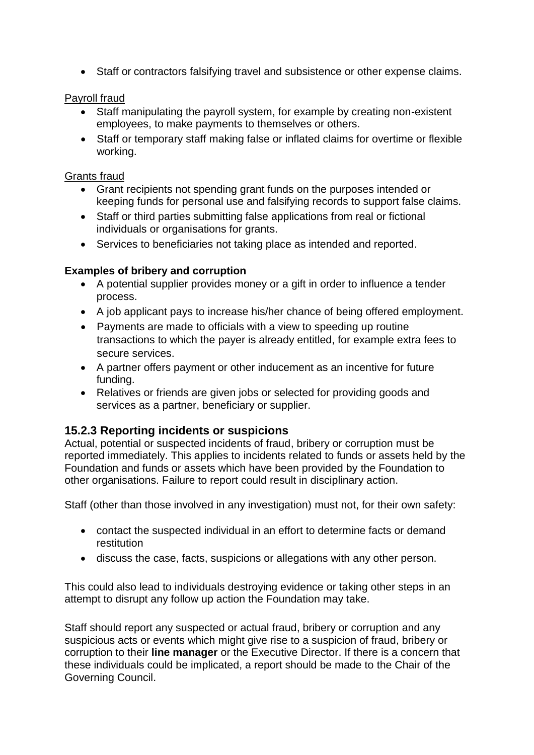- Staff or contractors falsifying travel and subsistence or other expense claims.

Payroll fraud

- Staff manipulating the payroll system, for example by creating non-existent employees, to make payments to themselves or others.
- Staff or temporary staff making false or inflated claims for overtime or flexible working.

Grants fraud

- Grant recipients not spending grant funds on the purposes intended or keeping funds for personal use and falsifying records to support false claims.
- Staff or third parties submitting false applications from real or fictional individuals or organisations for grants.
- Services to beneficiaries not taking place as intended and reported.

**Examples of bribery and corruption**

- A potential supplier provides money or a gift in order to influence a tender process.
- A job applicant pays to increase his/her chance of being offered employment.
- Payments are made to officials with a view to speeding up routine transactions to which the payer is already entitled, for example extra fees to secure services.
- A partner offers payment or other inducement as an incentive for future funding.
- Relatives or friends are given jobs or selected for providing goods and services as a partner, beneficiary or supplier.

### 15.2.3 Reporting incidents or suspicions

Actual, potential or suspected incidents of fraud, bribery or corruption must be reported immediately. This applies to incidents related to funds or assets held by the Foundation and funds or assets which have been provided by the Foundation to other organisations. Failure to report could result in disciplinary action.

Staff (other than those involved in any investigation) must not, for their own safety:

- contact the suspected individual in an effort to determine facts or demand restitution
- discuss the case, facts, suspicions or allegations with any other person.

This could also lead to individuals destroying evidence or taking other steps in an attempt to disrupt any follow up action the Foundation may take.

Staff should report any suspected or actual fraud, bribery or corruption and any suspicious acts or events which might give rise to a suspicion of fraud, bribery or corruption to their **line manager** or the Executive Director. If there is a concern that these individuals could be implicated, a report should be made to the Chair of the Governing Council.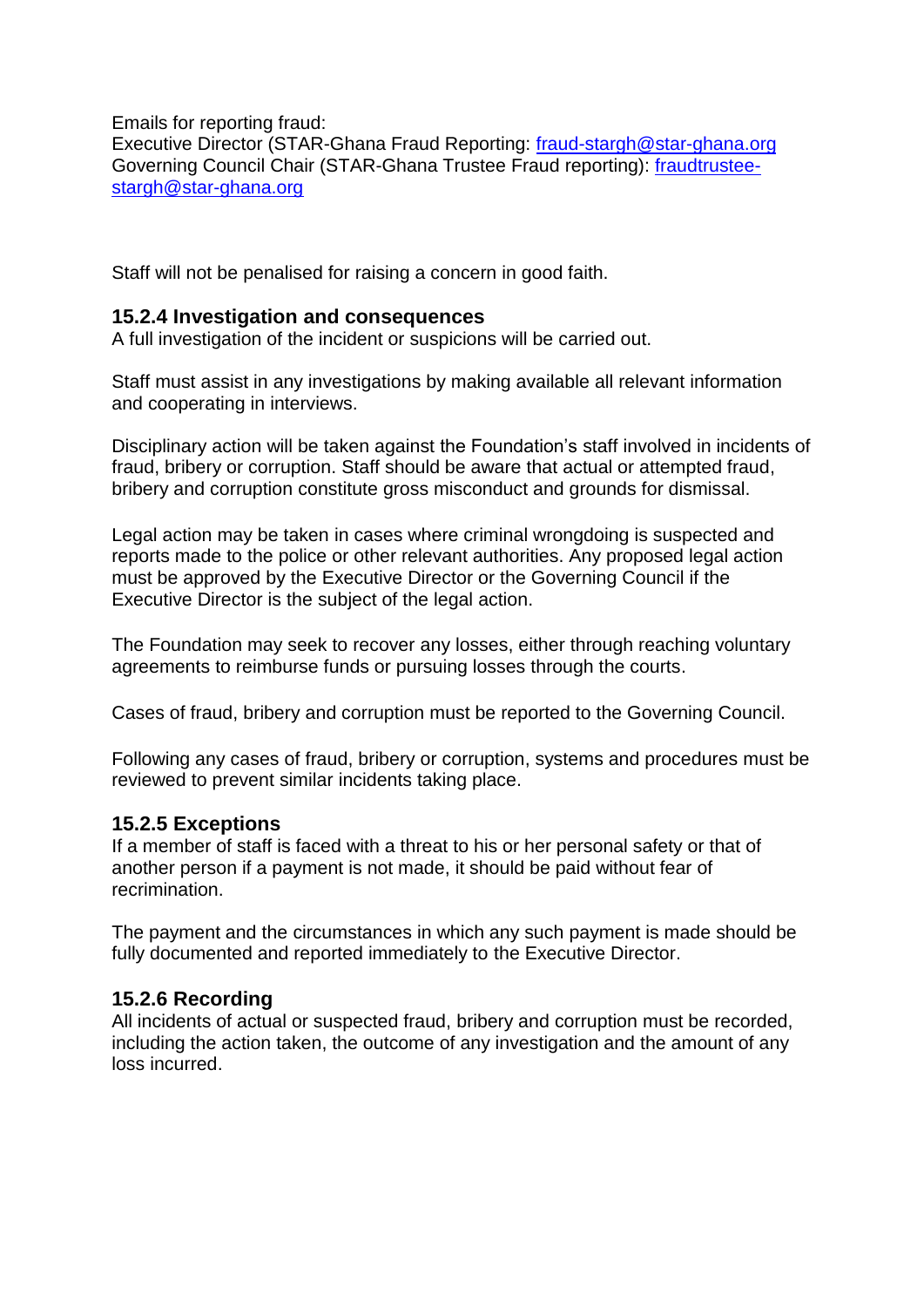Emails for reporting fraud:
Executive Director (STAR-Ghana Fraud Reporting: [fraud-stargh@star-ghana.org](mailto:fraud-stargh@star-ghana.org)
Governing Council Chair (STAR-Ghana Trustee Fraud reporting): [fraudtrustee-stargh@star-ghana.org](mailto:fraudtrustee-stargh@star-ghana.org)

Staff will not be penalised for raising a concern in good faith.

### 15.2.4 Investigation and consequences

A full investigation of the incident or suspicions will be carried out.

Staff must assist in any investigations by making available all relevant information and cooperating in interviews.

Disciplinary action will be taken against the Foundation's staff involved in incidents of fraud, bribery or corruption. Staff should be aware that actual or attempted fraud, bribery and corruption constitute gross misconduct and grounds for dismissal.

Legal action may be taken in cases where criminal wrongdoing is suspected and reports made to the police or other relevant authorities. Any proposed legal action must be approved by the Executive Director or the Governing Council if the Executive Director is the subject of the legal action.

The Foundation may seek to recover any losses, either through reaching voluntary agreements to reimburse funds or pursuing losses through the courts.

Cases of fraud, bribery and corruption must be reported to the Governing Council.

Following any cases of fraud, bribery or corruption, systems and procedures must be reviewed to prevent similar incidents taking place.

### 15.2.5 Exceptions

If a member of staff is faced with a threat to his or her personal safety or that of another person if a payment is not made, it should be paid without fear of recrimination.

The payment and the circumstances in which any such payment is made should be fully documented and reported immediately to the Executive Director.

### 15.2.6 Recording

All incidents of actual or suspected fraud, bribery and corruption must be recorded, including the action taken, the outcome of any investigation and the amount of any loss incurred.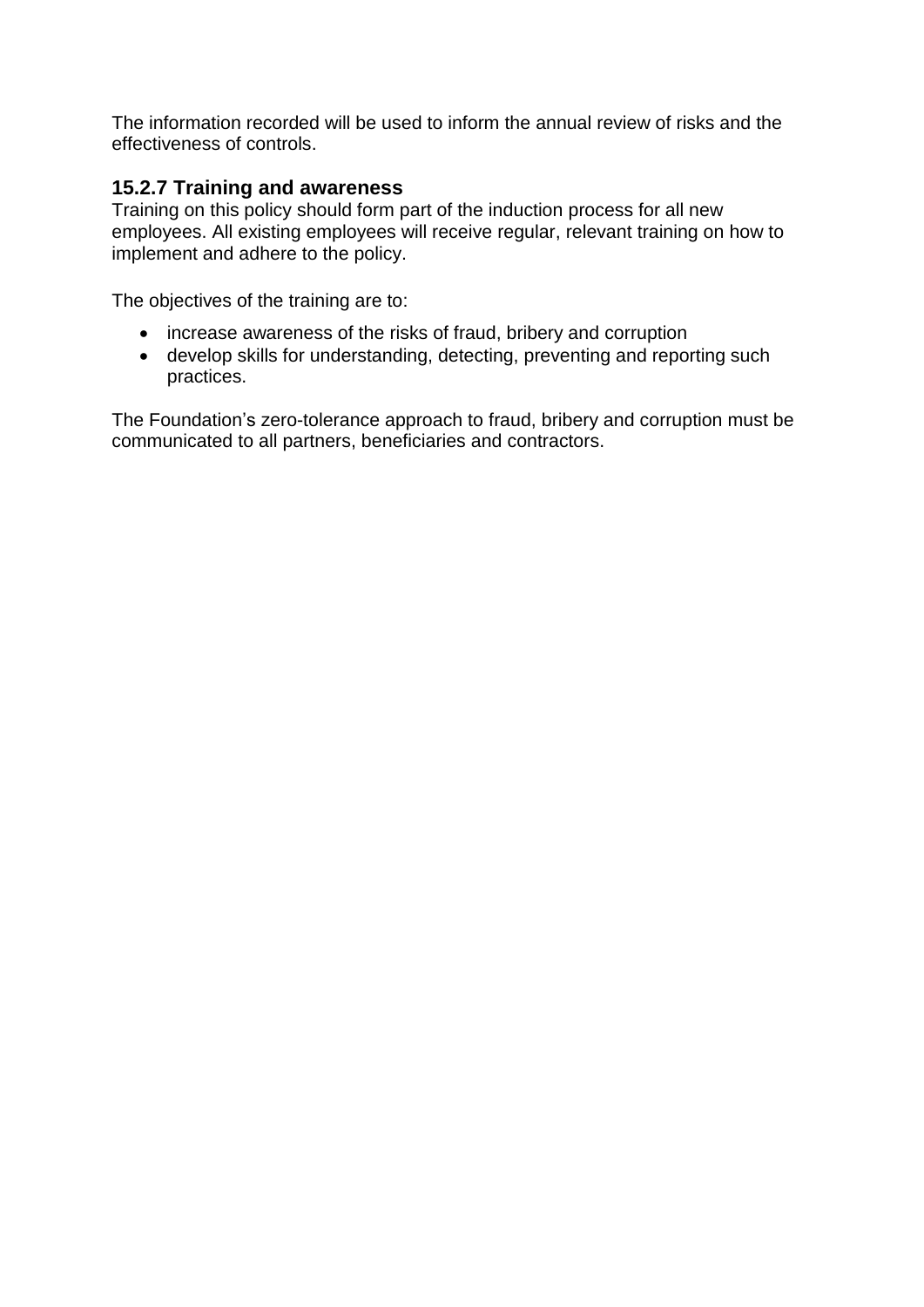The information recorded will be used to inform the annual review of risks and the effectiveness of controls.

### 15.2.7 Training and awareness

Training on this policy should form part of the induction process for all new employees. All existing employees will receive regular, relevant training on how to implement and adhere to the policy.

The objectives of the training are to:

- increase awareness of the risks of fraud, bribery and corruption
- develop skills for understanding, detecting, preventing and reporting such practices.

The Foundation's zero-tolerance approach to fraud, bribery and corruption must be communicated to all partners, beneficiaries and contractors.